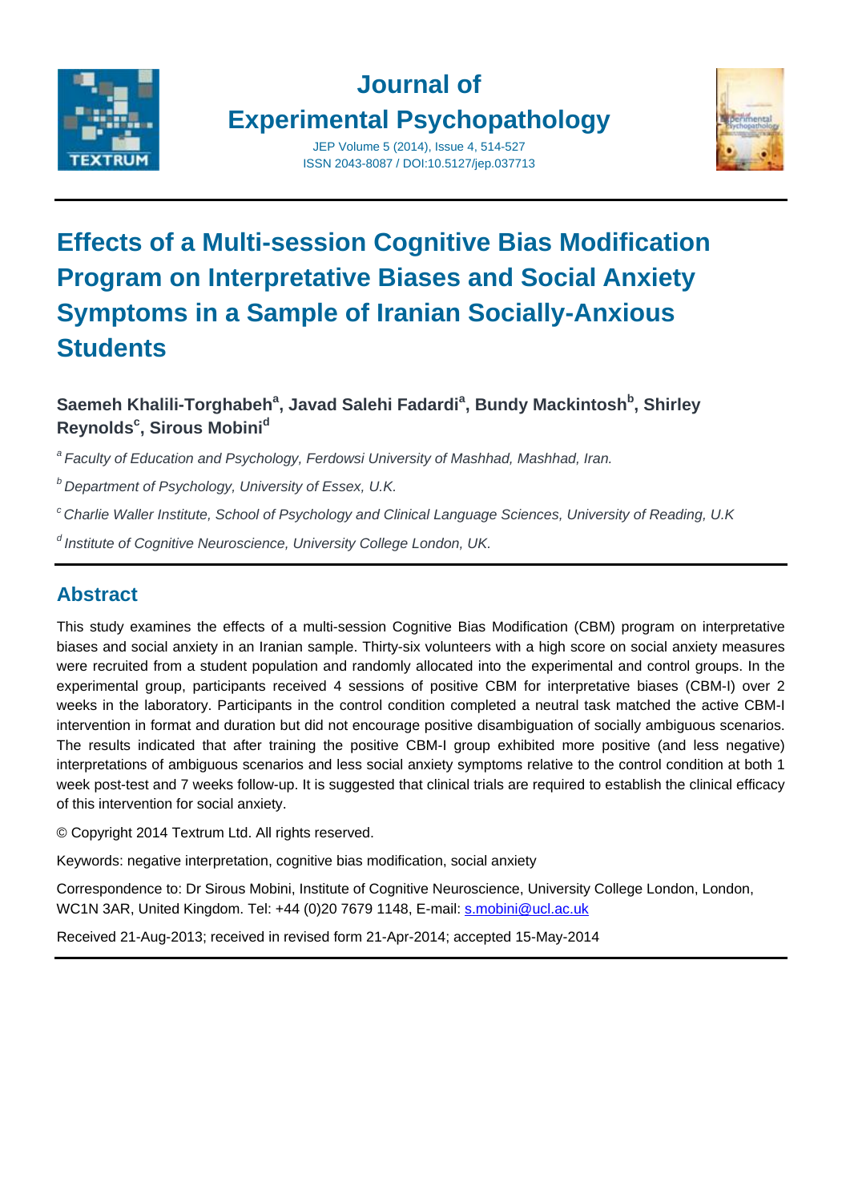# Effects of a Multi-session Cognitive Bias Modification Program on Interpretative Biases and Social Anxiety Symptoms in a Sample of Iranian Socially-Anxious Students

**Saemeh Khalili-Torghabeh[a], Javad Salehi Fadardi[a], Bundy Mackintosh[b], Shirley Reynolds[c], Sirous Mobini[d]**

[a] *Faculty of Education and Psychology, Ferdowsi University of Mashhad, Mashhad, Iran.*

[b] *Department of Psychology, University of Essex, U.K.*

[c] *Charlie Waller Institute, School of Psychology and Clinical Language Sciences, University of Reading, U.K*

[d] *Institute of Cognitive Neuroscience, University College London, UK.*

## Abstract

This study examines the effects of a multi-session Cognitive Bias Modification (CBM) program on interpretative biases and social anxiety in an Iranian sample. Thirty-six volunteers with a high score on social anxiety measures were recruited from a student population and randomly allocated into the experimental and control groups. In the experimental group, participants received 4 sessions of positive CBM for interpretative biases (CBM-I) over 2 weeks in the laboratory. Participants in the control condition completed a neutral task matched the active CBM-I intervention in format and duration but did not encourage positive disambiguation of socially ambiguous scenarios. The results indicated that after training the positive CBM-I group exhibited more positive (and less negative) interpretations of ambiguous scenarios and less social anxiety symptoms relative to the control condition at both 1 week post-test and 7 weeks follow-up. It is suggested that clinical trials are required to establish the clinical efficacy of this intervention for social anxiety.

© Copyright 2014 Textrum Ltd. All rights reserved.

Keywords: negative interpretation, cognitive bias modification, social anxiety

Correspondence to: Dr Sirous Mobini, Institute of Cognitive Neuroscience, University College London, London, WC1N 3AR, United Kingdom. Tel: +44 (0)20 7679 1148, E-mail: s.mobini@ucl.ac.uk

Received 21-Aug-2013; received in revised form 21-Apr-2014; accepted 15-May-2014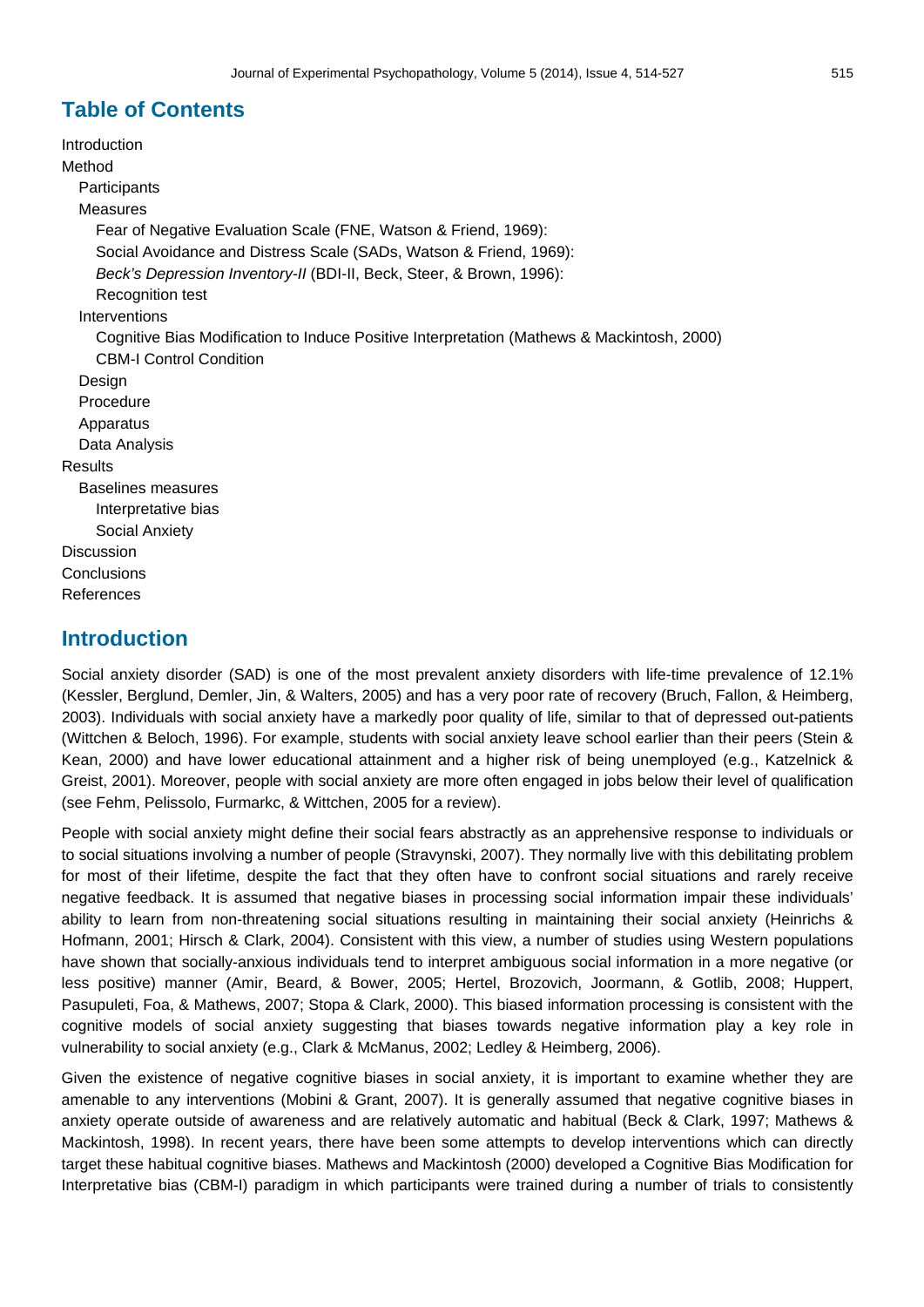## Table of Contents

- Introduction
- Method
  - Participants
  - Measures
    - Fear of Negative Evaluation Scale (FNE, Watson & Friend, 1969):
    - Social Avoidance and Distress Scale (SADs, Watson & Friend, 1969):
    - *Beck's Depression Inventory-II* (BDI-II, Beck, Steer, & Brown, 1996):
    - Recognition test
  - Interventions
    - Cognitive Bias Modification to Induce Positive Interpretation (Mathews & Mackintosh, 2000)
    - CBM-I Control Condition
  - Design
  - Procedure
  - Apparatus
  - Data Analysis
- Results
  - Baselines measures
    - Interpretative bias
    - Social Anxiety
- Discussion
- Conclusions
- References

## Introduction

Social anxiety disorder (SAD) is one of the most prevalent anxiety disorders with life-time prevalence of 12.1% (Kessler, Berglund, Demler, Jin, & Walters, 2005) and has a very poor rate of recovery (Bruch, Fallon, & Heimberg, 2003). Individuals with social anxiety have a markedly poor quality of life, similar to that of depressed out-patients (Wittchen & Beloch, 1996). For example, students with social anxiety leave school earlier than their peers (Stein & Kean, 2000) and have lower educational attainment and a higher risk of being unemployed (e.g., Katzelnick & Greist, 2001). Moreover, people with social anxiety are more often engaged in jobs below their level of qualification (see Fehm, Pelissolo, Furmarkc, & Wittchen, 2005 for a review).

People with social anxiety might define their social fears abstractly as an apprehensive response to individuals or to social situations involving a number of people (Stravynski, 2007). They normally live with this debilitating problem for most of their lifetime, despite the fact that they often have to confront social situations and rarely receive negative feedback. It is assumed that negative biases in processing social information impair these individuals' ability to learn from non-threatening social situations resulting in maintaining their social anxiety (Heinrichs & Hofmann, 2001; Hirsch & Clark, 2004). Consistent with this view, a number of studies using Western populations have shown that socially-anxious individuals tend to interpret ambiguous social information in a more negative (or less positive) manner (Amir, Beard, & Bower, 2005; Hertel, Brozovich, Joormann, & Gotlib, 2008; Huppert, Pasupuleti, Foa, & Mathews, 2007; Stopa & Clark, 2000). This biased information processing is consistent with the cognitive models of social anxiety suggesting that biases towards negative information play a key role in vulnerability to social anxiety (e.g., Clark & McManus, 2002; Ledley & Heimberg, 2006).

Given the existence of negative cognitive biases in social anxiety, it is important to examine whether they are amenable to any interventions (Mobini & Grant, 2007). It is generally assumed that negative cognitive biases in anxiety operate outside of awareness and are relatively automatic and habitual (Beck & Clark, 1997; Mathews & Mackintosh, 1998). In recent years, there have been some attempts to develop interventions which can directly target these habitual cognitive biases. Mathews and Mackintosh (2000) developed a Cognitive Bias Modification for Interpretative bias (CBM-I) paradigm in which participants were trained during a number of trials to consistently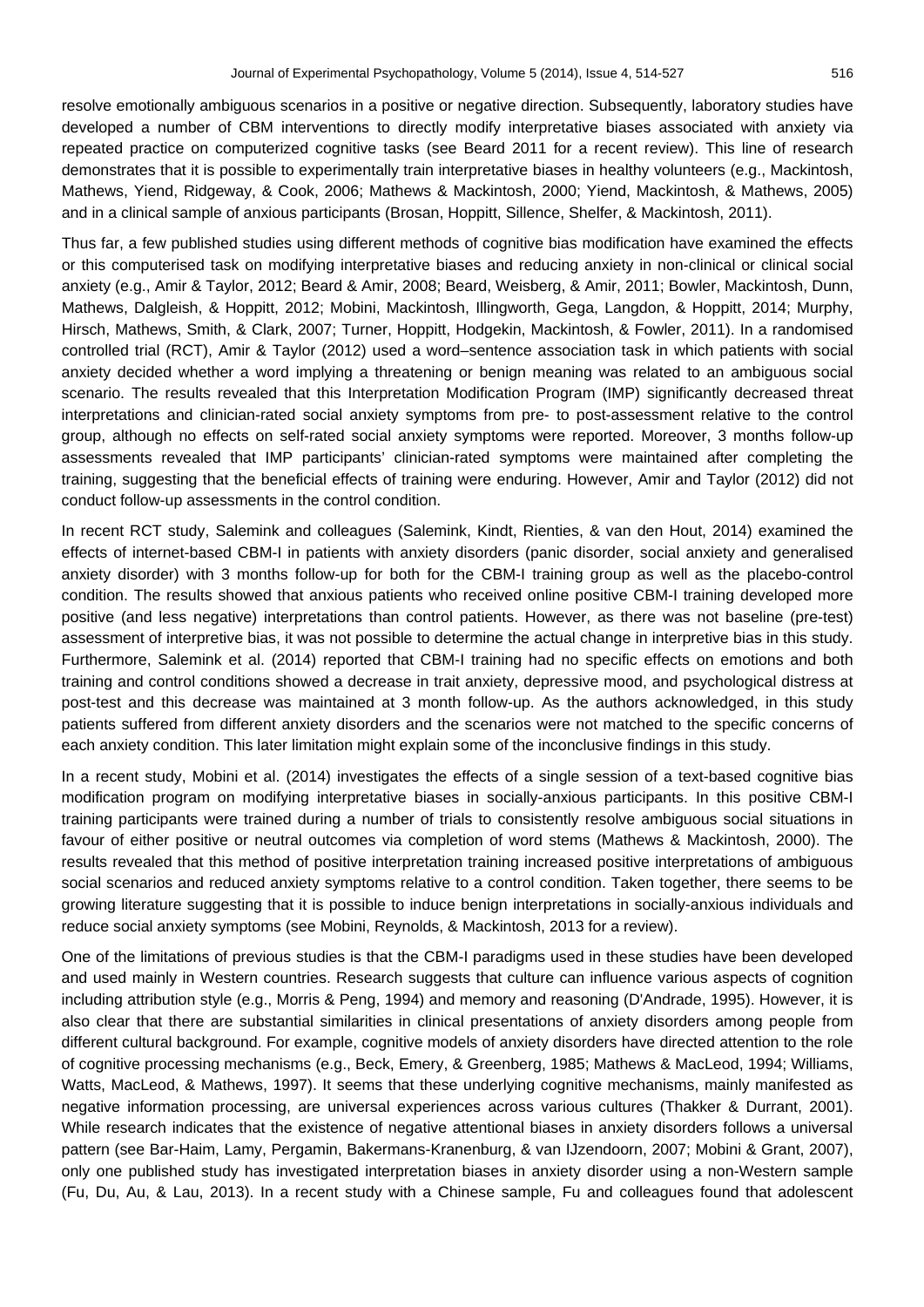resolve emotionally ambiguous scenarios in a positive or negative direction. Subsequently, laboratory studies have developed a number of CBM interventions to directly modify interpretative biases associated with anxiety via repeated practice on computerized cognitive tasks (see Beard 2011 for a recent review). This line of research demonstrates that it is possible to experimentally train interpretative biases in healthy volunteers (e.g., Mackintosh, Mathews, Yiend, Ridgeway, & Cook, 2006; Mathews & Mackintosh, 2000; Yiend, Mackintosh, & Mathews, 2005) and in a clinical sample of anxious participants (Brosan, Hoppitt, Sillence, Shelfer, & Mackintosh, 2011).

Thus far, a few published studies using different methods of cognitive bias modification have examined the effects or this computerised task on modifying interpretative biases and reducing anxiety in non-clinical or clinical social anxiety (e.g., Amir & Taylor, 2012; Beard & Amir, 2008; Beard, Weisberg, & Amir, 2011; Bowler, Mackintosh, Dunn, Mathews, Dalgleish, & Hoppitt, 2012; Mobini, Mackintosh, Illingworth, Gega, Langdon, & Hoppitt, 2014; Murphy, Hirsch, Mathews, Smith, & Clark, 2007; Turner, Hoppitt, Hodgekin, Mackintosh, & Fowler, 2011). In a randomised controlled trial (RCT), Amir & Taylor (2012) used a word–sentence association task in which patients with social anxiety decided whether a word implying a threatening or benign meaning was related to an ambiguous social scenario. The results revealed that this Interpretation Modification Program (IMP) significantly decreased threat interpretations and clinician-rated social anxiety symptoms from pre- to post-assessment relative to the control group, although no effects on self-rated social anxiety symptoms were reported. Moreover, 3 months follow-up assessments revealed that IMP participants' clinician-rated symptoms were maintained after completing the training, suggesting that the beneficial effects of training were enduring. However, Amir and Taylor (2012) did not conduct follow-up assessments in the control condition.

In recent RCT study, Salemink and colleagues (Salemink, Kindt, Rienties, & van den Hout, 2014) examined the effects of internet-based CBM-I in patients with anxiety disorders (panic disorder, social anxiety and generalised anxiety disorder) with 3 months follow-up for both for the CBM-I training group as well as the placebo-control condition. The results showed that anxious patients who received online positive CBM-I training developed more positive (and less negative) interpretations than control patients. However, as there was not baseline (pre-test) assessment of interpretive bias, it was not possible to determine the actual change in interpretive bias in this study. Furthermore, Salemink et al. (2014) reported that CBM-I training had no specific effects on emotions and both training and control conditions showed a decrease in trait anxiety, depressive mood, and psychological distress at post-test and this decrease was maintained at 3 month follow-up. As the authors acknowledged, in this study patients suffered from different anxiety disorders and the scenarios were not matched to the specific concerns of each anxiety condition. This later limitation might explain some of the inconclusive findings in this study.

In a recent study, Mobini et al. (2014) investigates the effects of a single session of a text-based cognitive bias modification program on modifying interpretative biases in socially-anxious participants. In this positive CBM-I training participants were trained during a number of trials to consistently resolve ambiguous social situations in favour of either positive or neutral outcomes via completion of word stems (Mathews & Mackintosh, 2000). The results revealed that this method of positive interpretation training increased positive interpretations of ambiguous social scenarios and reduced anxiety symptoms relative to a control condition. Taken together, there seems to be growing literature suggesting that it is possible to induce benign interpretations in socially-anxious individuals and reduce social anxiety symptoms (see Mobini, Reynolds, & Mackintosh, 2013 for a review).

One of the limitations of previous studies is that the CBM-I paradigms used in these studies have been developed and used mainly in Western countries. Research suggests that culture can influence various aspects of cognition including attribution style (e.g., Morris & Peng, 1994) and memory and reasoning (D'Andrade, 1995). However, it is also clear that there are substantial similarities in clinical presentations of anxiety disorders among people from different cultural background. For example, cognitive models of anxiety disorders have directed attention to the role of cognitive processing mechanisms (e.g., Beck, Emery, & Greenberg, 1985; Mathews & MacLeod, 1994; Williams, Watts, MacLeod, & Mathews, 1997). It seems that these underlying cognitive mechanisms, mainly manifested as negative information processing, are universal experiences across various cultures (Thakker & Durrant, 2001). While research indicates that the existence of negative attentional biases in anxiety disorders follows a universal pattern (see Bar-Haim, Lamy, Pergamin, Bakermans-Kranenburg, & van IJzendoorn, 2007; Mobini & Grant, 2007), only one published study has investigated interpretation biases in anxiety disorder using a non-Western sample (Fu, Du, Au, & Lau, 2013). In a recent study with a Chinese sample, Fu and colleagues found that adolescent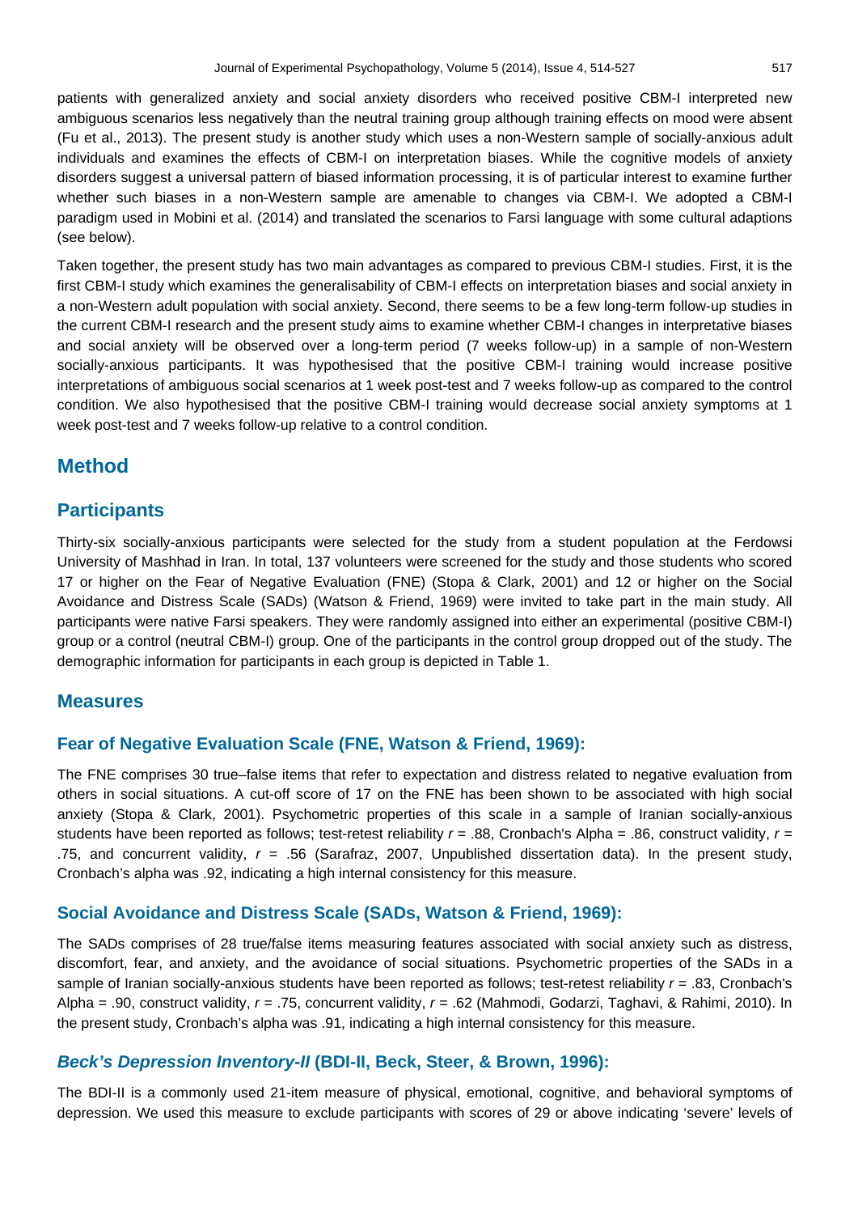patients with generalized anxiety and social anxiety disorders who received positive CBM-I interpreted new ambiguous scenarios less negatively than the neutral training group although training effects on mood were absent (Fu et al., 2013). The present study is another study which uses a non-Western sample of socially-anxious adult individuals and examines the effects of CBM-I on interpretation biases. While the cognitive models of anxiety disorders suggest a universal pattern of biased information processing, it is of particular interest to examine further whether such biases in a non-Western sample are amenable to changes via CBM-I. We adopted a CBM-I paradigm used in Mobini et al. (2014) and translated the scenarios to Farsi language with some cultural adaptions (see below).

Taken together, the present study has two main advantages as compared to previous CBM-I studies. First, it is the first CBM-I study which examines the generalisability of CBM-I effects on interpretation biases and social anxiety in a non-Western adult population with social anxiety. Second, there seems to be a few long-term follow-up studies in the current CBM-I research and the present study aims to examine whether CBM-I changes in interpretative biases and social anxiety will be observed over a long-term period (7 weeks follow-up) in a sample of non-Western socially-anxious participants. It was hypothesised that the positive CBM-I training would increase positive interpretations of ambiguous social scenarios at 1 week post-test and 7 weeks follow-up as compared to the control condition. We also hypothesised that the positive CBM-I training would decrease social anxiety symptoms at 1 week post-test and 7 weeks follow-up relative to a control condition.

# Method

## Participants

Thirty-six socially-anxious participants were selected for the study from a student population at the Ferdowsi University of Mashhad in Iran. In total, 137 volunteers were screened for the study and those students who scored 17 or higher on the Fear of Negative Evaluation (FNE) (Stopa & Clark, 2001) and 12 or higher on the Social Avoidance and Distress Scale (SADs) (Watson & Friend, 1969) were invited to take part in the main study. All participants were native Farsi speakers. They were randomly assigned into either an experimental (positive CBM-I) group or a control (neutral CBM-I) group. One of the participants in the control group dropped out of the study. The demographic information for participants in each group is depicted in Table 1.

## Measures

### Fear of Negative Evaluation Scale (FNE, Watson & Friend, 1969):

The FNE comprises 30 true–false items that refer to expectation and distress related to negative evaluation from others in social situations. A cut-off score of 17 on the FNE has been shown to be associated with high social anxiety (Stopa & Clark, 2001). Psychometric properties of this scale in a sample of Iranian socially-anxious students have been reported as follows; test-retest reliability $r$ = .88, Cronbach's Alpha = .86, construct validity, $r$ = .75, and concurrent validity, $r$ = .56 (Sarafraz, 2007, Unpublished dissertation data). In the present study, Cronbach's alpha was .92, indicating a high internal consistency for this measure.

### Social Avoidance and Distress Scale (SADs, Watson & Friend, 1969):

The SADs comprises of 28 true/false items measuring features associated with social anxiety such as distress, discomfort, fear, and anxiety, and the avoidance of social situations. Psychometric properties of the SADs in a sample of Iranian socially-anxious students have been reported as follows; test-retest reliability $r$ = .83, Cronbach's Alpha = .90, construct validity, $r$ = .75, concurrent validity, $r$ = .62 (Mahmodi, Godarzi, Taghavi, & Rahimi, 2010). In the present study, Cronbach's alpha was .91, indicating a high internal consistency for this measure.

### *Beck's Depression Inventory-II* (BDI-II, Beck, Steer, & Brown, 1996):

The BDI-II is a commonly used 21-item measure of physical, emotional, cognitive, and behavioral symptoms of depression. We used this measure to exclude participants with scores of 29 or above indicating 'severe' levels of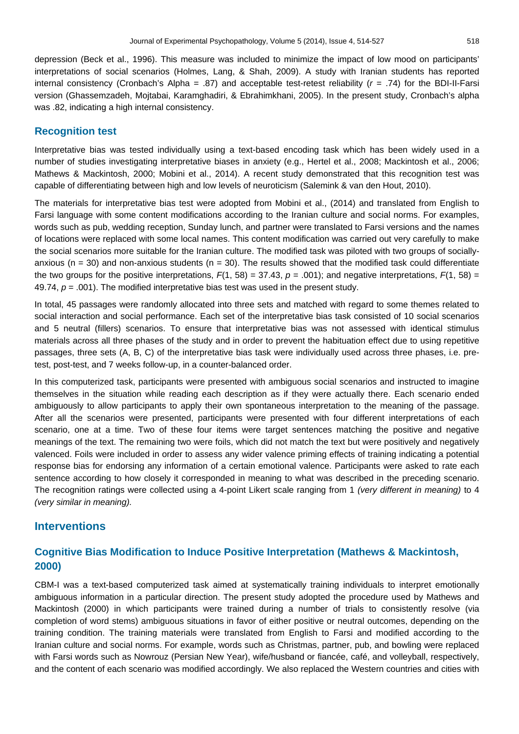depression (Beck et al., 1996). This measure was included to minimize the impact of low mood on participants' interpretations of social scenarios (Holmes, Lang, & Shah, 2009). A study with Iranian students has reported internal consistency (Cronbach's Alpha = .87) and acceptable test-retest reliability (*r* = .74) for the BDI-II-Farsi version (Ghassemzadeh, Mojtabai, Karamghadiri, & Ebrahimkhani, 2005). In the present study, Cronbach's alpha was .82, indicating a high internal consistency.

## Recognition test

Interpretative bias was tested individually using a text-based encoding task which has been widely used in a number of studies investigating interpretative biases in anxiety (e.g., Hertel et al., 2008; Mackintosh et al., 2006; Mathews & Mackintosh, 2000; Mobini et al., 2014). A recent study demonstrated that this recognition test was capable of differentiating between high and low levels of neuroticism (Salemink & van den Hout, 2010).

The materials for interpretative bias test were adopted from Mobini et al., (2014) and translated from English to Farsi language with some content modifications according to the Iranian culture and social norms. For examples, words such as pub, wedding reception, Sunday lunch, and partner were translated to Farsi versions and the names of locations were replaced with some local names. This content modification was carried out very carefully to make the social scenarios more suitable for the Iranian culture. The modified task was piloted with two groups of socially-anxious (n = 30) and non-anxious students (n = 30). The results showed that the modified task could differentiate the two groups for the positive interpretations, $F(1, 58) = 37.43$, $p = .001$); and negative interpretations, $F(1, 58) = 49.74$, $p = .001$). The modified interpretative bias test was used in the present study.

In total, 45 passages were randomly allocated into three sets and matched with regard to some themes related to social interaction and social performance. Each set of the interpretative bias task consisted of 10 social scenarios and 5 neutral (fillers) scenarios. To ensure that interpretative bias was not assessed with identical stimulus materials across all three phases of the study and in order to prevent the habituation effect due to using repetitive passages, three sets (A, B, C) of the interpretative bias task were individually used across three phases, i.e. pre-test, post-test, and 7 weeks follow-up, in a counter-balanced order.

In this computerized task, participants were presented with ambiguous social scenarios and instructed to imagine themselves in the situation while reading each description as if they were actually there. Each scenario ended ambiguously to allow participants to apply their own spontaneous interpretation to the meaning of the passage. After all the scenarios were presented, participants were presented with four different interpretations of each scenario, one at a time. Two of these four items were target sentences matching the positive and negative meanings of the text. The remaining two were foils, which did not match the text but were positively and negatively valenced. Foils were included in order to assess any wider valence priming effects of training indicating a potential response bias for endorsing any information of a certain emotional valence. Participants were asked to rate each sentence according to how closely it corresponded in meaning to what was described in the preceding scenario. The recognition ratings were collected using a 4-point Likert scale ranging from 1 *(very different in meaning)* to 4 *(very similar in meaning).*

## Interventions

### Cognitive Bias Modification to Induce Positive Interpretation (Mathews & Mackintosh, 2000)

CBM-I was a text-based computerized task aimed at systematically training individuals to interpret emotionally ambiguous information in a particular direction. The present study adopted the procedure used by Mathews and Mackintosh (2000) in which participants were trained during a number of trials to consistently resolve (via completion of word stems) ambiguous situations in favor of either positive or neutral outcomes, depending on the training condition. The training materials were translated from English to Farsi and modified according to the Iranian culture and social norms. For example, words such as Christmas, partner, pub, and bowling were replaced with Farsi words such as Nowrouz (Persian New Year), wife/husband or fiancée, café, and volleyball, respectively, and the content of each scenario was modified accordingly. We also replaced the Western countries and cities with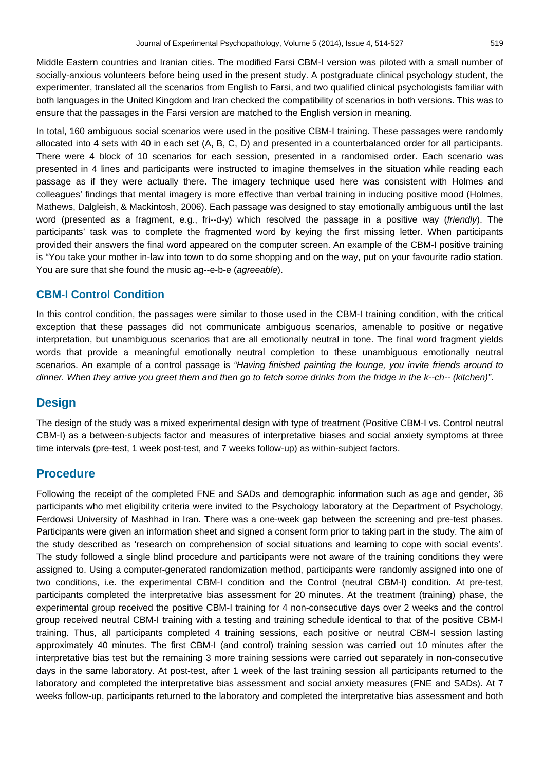Middle Eastern countries and Iranian cities. The modified Farsi CBM-I version was piloted with a small number of socially-anxious volunteers before being used in the present study. A postgraduate clinical psychology student, the experimenter, translated all the scenarios from English to Farsi, and two qualified clinical psychologists familiar with both languages in the United Kingdom and Iran checked the compatibility of scenarios in both versions. This was to ensure that the passages in the Farsi version are matched to the English version in meaning.

In total, 160 ambiguous social scenarios were used in the positive CBM-I training. These passages were randomly allocated into 4 sets with 40 in each set (A, B, C, D) and presented in a counterbalanced order for all participants. There were 4 block of 10 scenarios for each session, presented in a randomised order. Each scenario was presented in 4 lines and participants were instructed to imagine themselves in the situation while reading each passage as if they were actually there. The imagery technique used here was consistent with Holmes and colleagues' findings that mental imagery is more effective than verbal training in inducing positive mood (Holmes, Mathews, Dalgleish, & Mackintosh, 2006). Each passage was designed to stay emotionally ambiguous until the last word (presented as a fragment, e.g., fri--d-y) which resolved the passage in a positive way (*friendly*). The participants' task was to complete the fragmented word by keying the first missing letter. When participants provided their answers the final word appeared on the computer screen. An example of the CBM-I positive training is "You take your mother in-law into town to do some shopping and on the way, put on your favourite radio station. You are sure that she found the music ag--e-b-e (*agreeable*).

## CBM-I Control Condition

In this control condition, the passages were similar to those used in the CBM-I training condition, with the critical exception that these passages did not communicate ambiguous scenarios, amenable to positive or negative interpretation, but unambiguous scenarios that are all emotionally neutral in tone. The final word fragment yields words that provide a meaningful emotionally neutral completion to these unambiguous emotionally neutral scenarios. An example of a control passage is *"Having finished painting the lounge, you invite friends around to dinner. When they arrive you greet them and then go to fetch some drinks from the fridge in the k--ch-- (kitchen)"*.

## Design

The design of the study was a mixed experimental design with type of treatment (Positive CBM-I vs. Control neutral CBM-I) as a between-subjects factor and measures of interpretative biases and social anxiety symptoms at three time intervals (pre-test, 1 week post-test, and 7 weeks follow-up) as within-subject factors.

## Procedure

Following the receipt of the completed FNE and SADs and demographic information such as age and gender, 36 participants who met eligibility criteria were invited to the Psychology laboratory at the Department of Psychology, Ferdowsi University of Mashhad in Iran. There was a one-week gap between the screening and pre-test phases. Participants were given an information sheet and signed a consent form prior to taking part in the study. The aim of the study described as 'research on comprehension of social situations and learning to cope with social events'. The study followed a single blind procedure and participants were not aware of the training conditions they were assigned to. Using a computer-generated randomization method, participants were randomly assigned into one of two conditions, i.e. the experimental CBM-I condition and the Control (neutral CBM-I) condition. At pre-test, participants completed the interpretative bias assessment for 20 minutes. At the treatment (training) phase, the experimental group received the positive CBM-I training for 4 non-consecutive days over 2 weeks and the control group received neutral CBM-I training with a testing and training schedule identical to that of the positive CBM-I training. Thus, all participants completed 4 training sessions, each positive or neutral CBM-I session lasting approximately 40 minutes. The first CBM-I (and control) training session was carried out 10 minutes after the interpretative bias test but the remaining 3 more training sessions were carried out separately in non-consecutive days in the same laboratory. At post-test, after 1 week of the last training session all participants returned to the laboratory and completed the interpretative bias assessment and social anxiety measures (FNE and SADs). At 7 weeks follow-up, participants returned to the laboratory and completed the interpretative bias assessment and both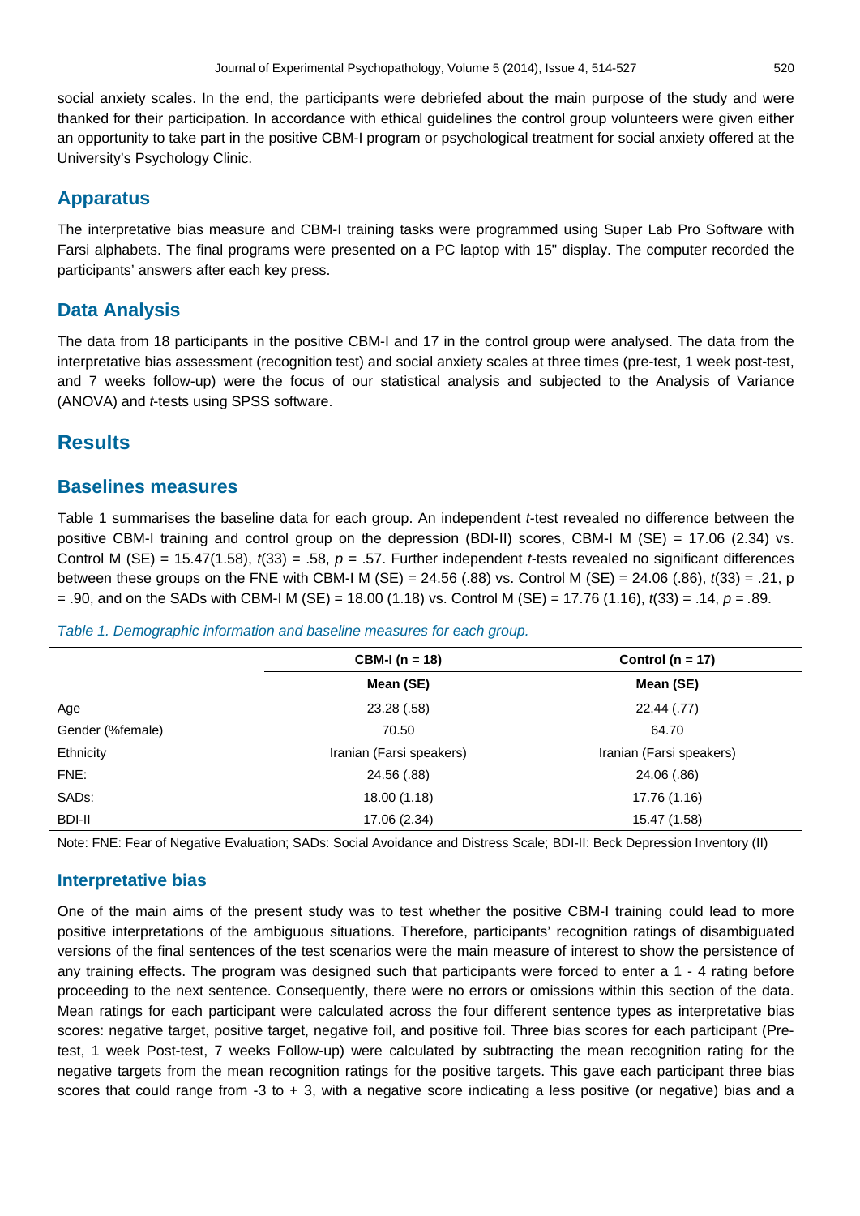social anxiety scales. In the end, the participants were debriefed about the main purpose of the study and were thanked for their participation. In accordance with ethical guidelines the control group volunteers were given either an opportunity to take part in the positive CBM-I program or psychological treatment for social anxiety offered at the University's Psychology Clinic.

## Apparatus

The interpretative bias measure and CBM-I training tasks were programmed using Super Lab Pro Software with Farsi alphabets. The final programs were presented on a PC laptop with 15" display. The computer recorded the participants' answers after each key press.

## Data Analysis

The data from 18 participants in the positive CBM-I and 17 in the control group were analysed. The data from the interpretative bias assessment (recognition test) and social anxiety scales at three times (pre-test, 1 week post-test, and 7 weeks follow-up) were the focus of our statistical analysis and subjected to the Analysis of Variance (ANOVA) and *t*-tests using SPSS software.

## Results

### Baselines measures

Table 1 summarises the baseline data for each group. An independent *t*-test revealed no difference between the positive CBM-I training and control group on the depression (BDI-II) scores, CBM-I M (SE) = 17.06 (2.34) vs. Control M (SE) = 15.47(1.58), $t(33) = .58$, $p = .57$. Further independent *t*-tests revealed no significant differences between these groups on the FNE with CBM-I M (SE) = 24.56 (.88) vs. Control M (SE) = 24.06 (.86), $t(33) = .21$, $p = .90$, and on the SADs with CBM-I M (SE) = 18.00 (1.18) vs. Control M (SE) = 17.76 (1.16), $t(33) = .14$, $p = .89$.

*Table 1. Demographic information and baseline measures for each group.*

| | CBM-I (n = 18) | Control (n = 17) |
|---|---|---|
| | Mean (SE) | Mean (SE) |
| Age | 23.28 (.58) | 22.44 (.77) |
| Gender (%female) | 70.50 | 64.70 |
| Ethnicity | Iranian (Farsi speakers) | Iranian (Farsi speakers) |
| FNE: | 24.56 (.88) | 24.06 (.86) |
| SADs: | 18.00 (1.18) | 17.76 (1.16) |
| BDI-II | 17.06 (2.34) | 15.47 (1.58) |

Note: FNE: Fear of Negative Evaluation; SADs: Social Avoidance and Distress Scale; BDI-II: Beck Depression Inventory (II)

### Interpretative bias

One of the main aims of the present study was to test whether the positive CBM-I training could lead to more positive interpretations of the ambiguous situations. Therefore, participants' recognition ratings of disambiguated versions of the final sentences of the test scenarios were the main measure of interest to show the persistence of any training effects. The program was designed such that participants were forced to enter a 1 - 4 rating before proceeding to the next sentence. Consequently, there were no errors or omissions within this section of the data. Mean ratings for each participant were calculated across the four different sentence types as interpretative bias scores: negative target, positive target, negative foil, and positive foil. Three bias scores for each participant (Pre-test, 1 week Post-test, 7 weeks Follow-up) were calculated by subtracting the mean recognition rating for the negative targets from the mean recognition ratings for the positive targets. This gave each participant three bias scores that could range from -3 to + 3, with a negative score indicating a less positive (or negative) bias and a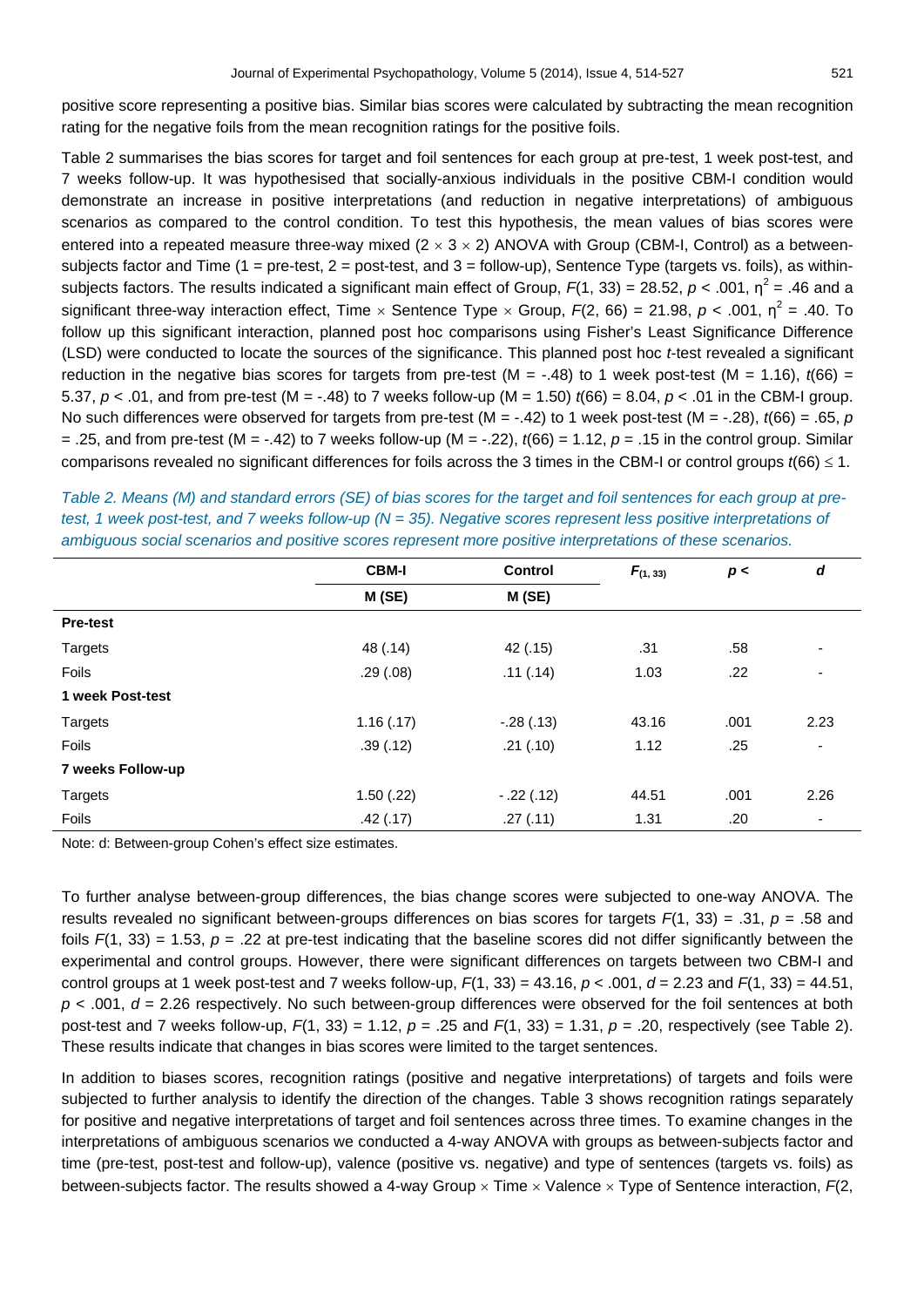positive score representing a positive bias. Similar bias scores were calculated by subtracting the mean recognition rating for the negative foils from the mean recognition ratings for the positive foils.

Table 2 summarises the bias scores for target and foil sentences for each group at pre-test, 1 week post-test, and 7 weeks follow-up. It was hypothesised that socially-anxious individuals in the positive CBM-I condition would demonstrate an increase in positive interpretations (and reduction in negative interpretations) of ambiguous scenarios as compared to the control condition. To test this hypothesis, the mean values of bias scores were entered into a repeated measure three-way mixed (2 × 3 × 2) ANOVA with Group (CBM-I, Control) as a between-subjects factor and Time (1 = pre-test, 2 = post-test, and 3 = follow-up), Sentence Type (targets vs. foils), as within-subjects factors. The results indicated a significant main effect of Group, $F(1, 33) = 28.52$, $p < .001$, $\eta^2 = .46$ and a significant three-way interaction effect, Time × Sentence Type × Group, $F(2, 66) = 21.98$, $p < .001$, $\eta^2 = .40$. To follow up this significant interaction, planned post hoc comparisons using Fisher's Least Significance Difference (LSD) were conducted to locate the sources of the significance. This planned post hoc *t*-test revealed a significant reduction in the negative bias scores for targets from pre-test (M = -.48) to 1 week post-test (M = 1.16), $t(66) = 5.37$, $p < .01$, and from pre-test (M = -.48) to 7 weeks follow-up (M = 1.50) $t(66) = 8.04$, $p < .01$ in the CBM-I group. No such differences were observed for targets from pre-test (M = -.42) to 1 week post-test (M = -.28), $t(66) = .65$, $p = .25$, and from pre-test (M = -.42) to 7 weeks follow-up (M = -.22), $t(66) = 1.12$, $p = .15$ in the control group. Similar comparisons revealed no significant differences for foils across the 3 times in the CBM-I or control groups $t(66) \leq 1$.

*Table 2. Means (M) and standard errors (SE) of bias scores for the target and foil sentences for each group at pre-test, 1 week post-test, and 7 weeks follow-up (N = 35). Negative scores represent less positive interpretations of ambiguous social scenarios and positive scores represent more positive interpretations of these scenarios.*

| | CBM-I | Control | $F_{(1, 33)}$ | *p* < | *d* |
|---|---|---|---|---|---|
| | M (SE) | M (SE) | | | |
| **Pre-test** | | | | | |
| Targets | 48 (.14) | 42 (.15) | .31 | .58 | - |
| Foils | .29 (.08) | .11 (.14) | 1.03 | .22 | - |
| **1 week Post-test** | | | | | |
| Targets | 1.16 (.17) | -.28 (.13) | 43.16 | .001 | 2.23 |
| Foils | .39 (.12) | .21 (.10) | 1.12 | .25 | - |
| **7 weeks Follow-up** | | | | | |
| Targets | 1.50 (.22) | - .22 (.12) | 44.51 | .001 | 2.26 |
| Foils | .42 (.17) | .27 (.11) | 1.31 | .20 | - |

Note: d: Between-group Cohen's effect size estimates.

To further analyse between-group differences, the bias change scores were subjected to one-way ANOVA. The results revealed no significant between-groups differences on bias scores for targets $F(1, 33) = .31$, $p = .58$ and foils $F(1, 33) = 1.53$, $p = .22$ at pre-test indicating that the baseline scores did not differ significantly between the experimental and control groups. However, there were significant differences on targets between two CBM-I and control groups at 1 week post-test and 7 weeks follow-up, $F(1, 33) = 43.16$, $p < .001$, $d = 2.23$ and $F(1, 33) = 44.51$, $p < .001$, $d = 2.26$ respectively. No such between-group differences were observed for the foil sentences at both post-test and 7 weeks follow-up, $F(1, 33) = 1.12$, $p = .25$ and $F(1, 33) = 1.31$, $p = .20$, respectively (see Table 2). These results indicate that changes in bias scores were limited to the target sentences.

In addition to biases scores, recognition ratings (positive and negative interpretations) of targets and foils were subjected to further analysis to identify the direction of the changes. Table 3 shows recognition ratings separately for positive and negative interpretations of target and foil sentences across three times. To examine changes in the interpretations of ambiguous scenarios we conducted a 4-way ANOVA with groups as between-subjects factor and time (pre-test, post-test and follow-up), valence (positive vs. negative) and type of sentences (targets vs. foils) as between-subjects factor. The results showed a 4-way Group × Time × Valence × Type of Sentence interaction, *F*(2,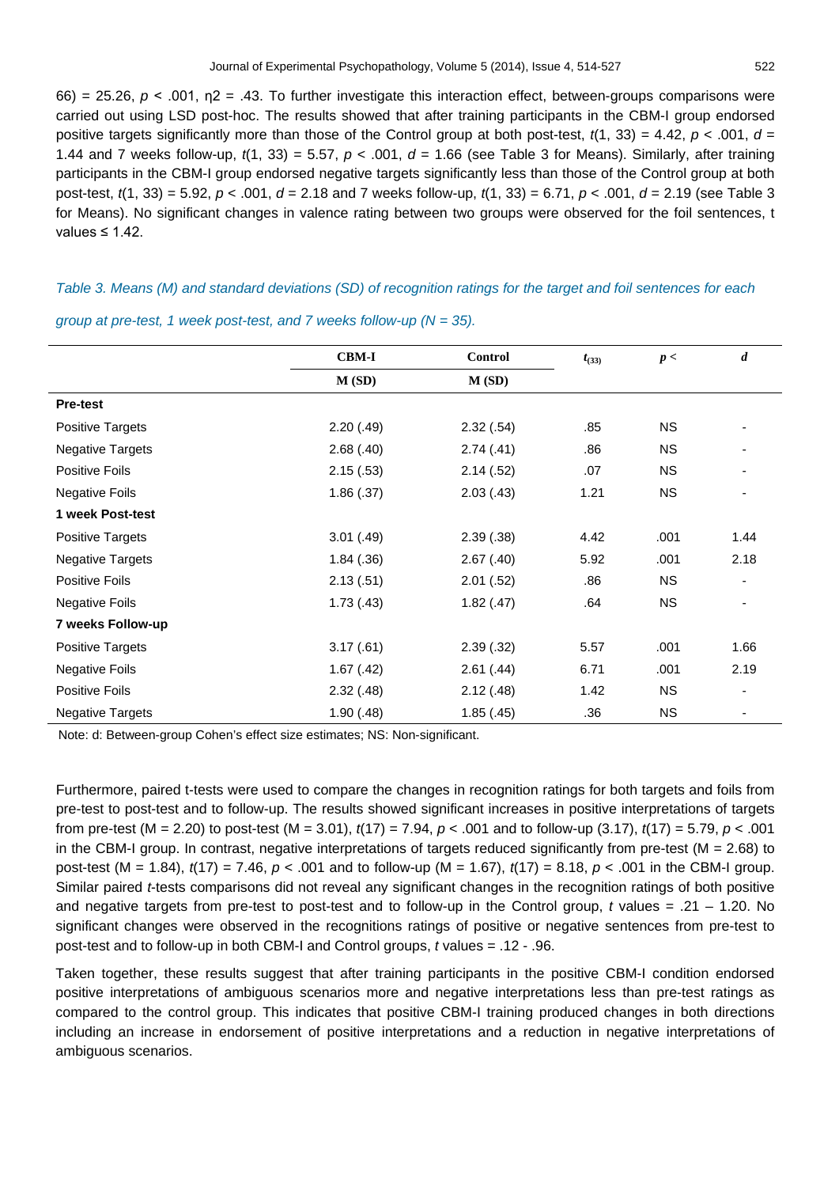66) = 25.26, $p$ < .001, η2 = .43. To further investigate this interaction effect, between-groups comparisons were carried out using LSD post-hoc. The results showed that after training participants in the CBM-I group endorsed positive targets significantly more than those of the Control group at both post-test, $t(1, 33) = 4.42$, $p < .001$, $d$ = 1.44 and 7 weeks follow-up, $t(1, 33) = 5.57$, $p < .001$, $d$ = 1.66 (see Table 3 for Means). Similarly, after training participants in the CBM-I group endorsed negative targets significantly less than those of the Control group at both post-test, $t(1, 33) = 5.92$, $p < .001$, $d$ = 2.18 and 7 weeks follow-up, $t(1, 33) = 6.71$, $p < .001$, $d$ = 2.19 (see Table 3 for Means). No significant changes in valence rating between two groups were observed for the foil sentences, t values ≤ 1.42.

*Table 3. Means (M) and standard deviations (SD) of recognition ratings for the target and foil sentences for each group at pre-test, 1 week post-test, and 7 weeks follow-up (N = 35).*

| | CBM-I | Control | $t_{(33)}$ | $p$ < | $d$ |
|---|---|---|---|---|---|
| | M (SD) | M (SD) | | | |
| **Pre-test** | | | | | |
| Positive Targets | 2.20 (.49) | 2.32 (.54) | .85 | NS | - |
| Negative Targets | 2.68 (.40) | 2.74 (.41) | .86 | NS | - |
| Positive Foils | 2.15 (.53) | 2.14 (.52) | .07 | NS | - |
| Negative Foils | 1.86 (.37) | 2.03 (.43) | 1.21 | NS | - |
| **1 week Post-test** | | | | | |
| Positive Targets | 3.01 (.49) | 2.39 (.38) | 4.42 | .001 | 1.44 |
| Negative Targets | 1.84 (.36) | 2.67 (.40) | 5.92 | .001 | 2.18 |
| Positive Foils | 2.13 (.51) | 2.01 (.52) | .86 | NS | - |
| Negative Foils | 1.73 (.43) | 1.82 (.47) | .64 | NS | - |
| **7 weeks Follow-up** | | | | | |
| Positive Targets | 3.17 (.61) | 2.39 (.32) | 5.57 | .001 | 1.66 |
| Negative Foils | 1.67 (.42) | 2.61 (.44) | 6.71 | .001 | 2.19 |
| Positive Foils | 2.32 (.48) | 2.12 (.48) | 1.42 | NS | - |
| Negative Targets | 1.90 (.48) | 1.85 (.45) | .36 | NS | - |

Note: d: Between-group Cohen's effect size estimates; NS: Non-significant.

Furthermore, paired t-tests were used to compare the changes in recognition ratings for both targets and foils from pre-test to post-test and to follow-up. The results showed significant increases in positive interpretations of targets from pre-test (M = 2.20) to post-test (M = 3.01), $t(17) = 7.94$, $p < .001$ and to follow-up (3.17), $t(17) = 5.79$, $p < .001$ in the CBM-I group. In contrast, negative interpretations of targets reduced significantly from pre-test (M = 2.68) to post-test (M = 1.84), $t(17) = 7.46$, $p < .001$ and to follow-up (M = 1.67), $t(17) = 8.18$, $p < .001$ in the CBM-I group. Similar paired *t*-tests comparisons did not reveal any significant changes in the recognition ratings of both positive and negative targets from pre-test to post-test and to follow-up in the Control group, $t$ values = .21 – 1.20. No significant changes were observed in the recognitions ratings of positive or negative sentences from pre-test to post-test and to follow-up in both CBM-I and Control groups, $t$ values = .12 - .96.

Taken together, these results suggest that after training participants in the positive CBM-I condition endorsed positive interpretations of ambiguous scenarios more and negative interpretations less than pre-test ratings as compared to the control group. This indicates that positive CBM-I training produced changes in both directions including an increase in endorsement of positive interpretations and a reduction in negative interpretations of ambiguous scenarios.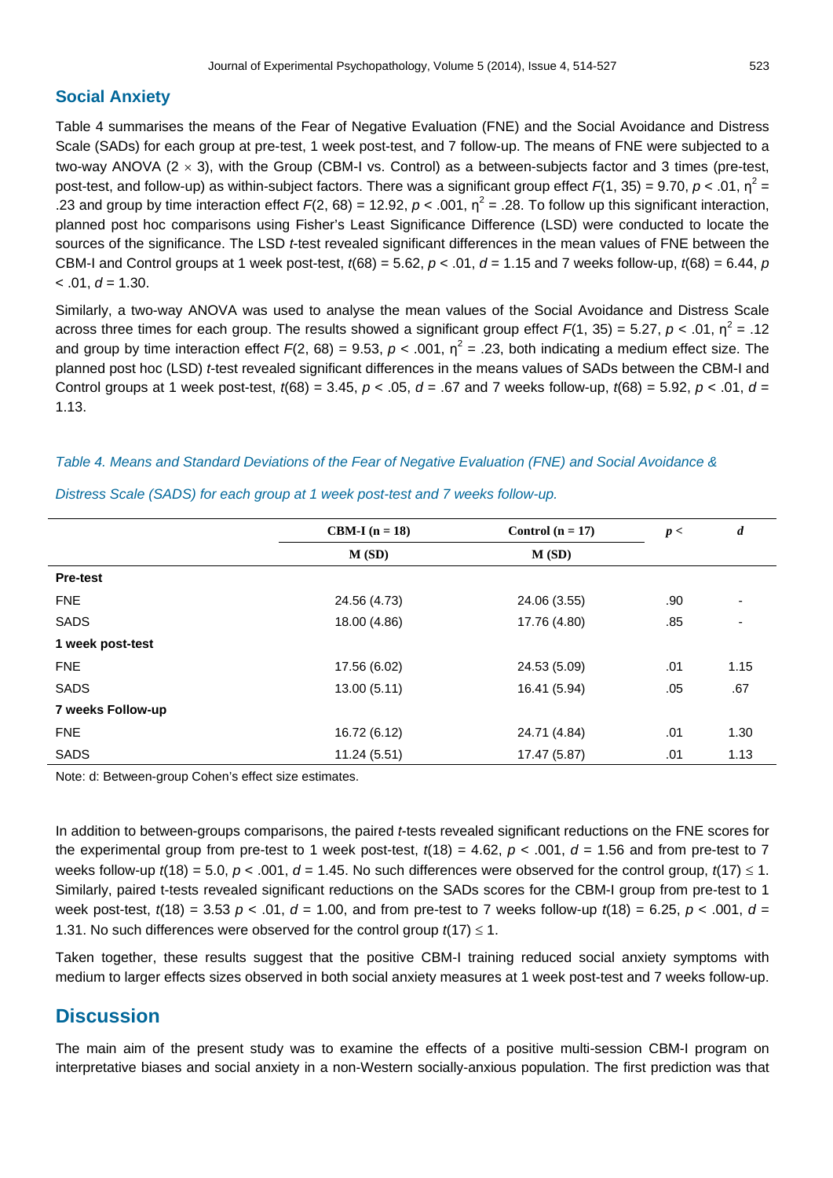## Social Anxiety

Table 4 summarises the means of the Fear of Negative Evaluation (FNE) and the Social Avoidance and Distress Scale (SADs) for each group at pre-test, 1 week post-test, and 7 follow-up. The means of FNE were subjected to a two-way ANOVA ($2 \times 3$), with the Group (CBM-I vs. Control) as a between-subjects factor and 3 times (pre-test, post-test, and follow-up) as within-subject factors. There was a significant group effect $F(1, 35) = 9.70$, $p < .01$, $\eta^2 = .23$ and group by time interaction effect $F(2, 68) = 12.92$, $p < .001$, $\eta^2 = .28$. To follow up this significant interaction, planned post hoc comparisons using Fisher's Least Significance Difference (LSD) were conducted to locate the sources of the significance. The LSD *t*-test revealed significant differences in the mean values of FNE between the CBM-I and Control groups at 1 week post-test, $t(68) = 5.62$, $p < .01$, $d = 1.15$ and 7 weeks follow-up, $t(68) = 6.44$, $p < .01$, $d = 1.30$.

Similarly, a two-way ANOVA was used to analyse the mean values of the Social Avoidance and Distress Scale across three times for each group. The results showed a significant group effect $F(1, 35) = 5.27$, $p < .01$, $\eta^2 = .12$ and group by time interaction effect $F(2, 68) = 9.53$, $p < .001$, $\eta^2 = .23$, both indicating a medium effect size. The planned post hoc (LSD) *t*-test revealed significant differences in the means values of SADs between the CBM-I and Control groups at 1 week post-test, $t(68) = 3.45$, $p < .05$, $d = .67$ and 7 weeks follow-up, $t(68) = 5.92$, $p < .01$, $d = 1.13$.

*Table 4. Means and Standard Deviations of the Fear of Negative Evaluation (FNE) and Social Avoidance & Distress Scale (SADS) for each group at 1 week post-test and 7 weeks follow-up.*

| | CBM-I (n = 18) | Control (n = 17) | $p <$ | $d$ |
|---|---|---|---|---|
| | M (SD) | M (SD) | | |
| **Pre-test** | | | | |
| FNE | 24.56 (4.73) | 24.06 (3.55) | .90 | - |
| SADS | 18.00 (4.86) | 17.76 (4.80) | .85 | - |
| **1 week post-test** | | | | |
| FNE | 17.56 (6.02) | 24.53 (5.09) | .01 | 1.15 |
| SADS | 13.00 (5.11) | 16.41 (5.94) | .05 | .67 |
| **7 weeks Follow-up** | | | | |
| FNE | 16.72 (6.12) | 24.71 (4.84) | .01 | 1.30 |
| SADS | 11.24 (5.51) | 17.47 (5.87) | .01 | 1.13 |

Note: d: Between-group Cohen's effect size estimates.

In addition to between-groups comparisons, the paired *t*-tests revealed significant reductions on the FNE scores for the experimental group from pre-test to 1 week post-test, $t(18) = 4.62$, $p < .001$, $d = 1.56$ and from pre-test to 7 weeks follow-up $t(18) = 5.0$, $p < .001$, $d = 1.45$. No such differences were observed for the control group, $t(17) \leq 1$. Similarly, paired t-tests revealed significant reductions on the SADs scores for the CBM-I group from pre-test to 1 week post-test, $t(18) = 3.53$ $p < .01$, $d = 1.00$, and from pre-test to 7 weeks follow-up $t(18) = 6.25$, $p < .001$, $d = 1.31$. No such differences were observed for the control group $t(17) \leq 1$.

Taken together, these results suggest that the positive CBM-I training reduced social anxiety symptoms with medium to larger effects sizes observed in both social anxiety measures at 1 week post-test and 7 weeks follow-up.

# Discussion

The main aim of the present study was to examine the effects of a positive multi-session CBM-I program on interpretative biases and social anxiety in a non-Western socially-anxious population. The first prediction was that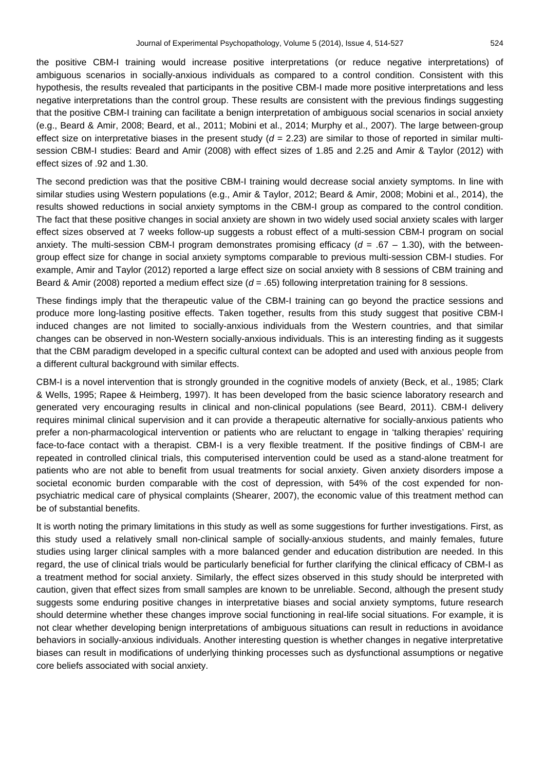the positive CBM-I training would increase positive interpretations (or reduce negative interpretations) of ambiguous scenarios in socially-anxious individuals as compared to a control condition. Consistent with this hypothesis, the results revealed that participants in the positive CBM-I made more positive interpretations and less negative interpretations than the control group. These results are consistent with the previous findings suggesting that the positive CBM-I training can facilitate a benign interpretation of ambiguous social scenarios in social anxiety (e.g., Beard & Amir, 2008; Beard, et al., 2011; Mobini et al., 2014; Murphy et al., 2007). The large between-group effect size on interpretative biases in the present study ($d$ = 2.23) are similar to those of reported in similar multi-session CBM-I studies: Beard and Amir (2008) with effect sizes of 1.85 and 2.25 and Amir & Taylor (2012) with effect sizes of .92 and 1.30.

The second prediction was that the positive CBM-I training would decrease social anxiety symptoms. In line with similar studies using Western populations (e.g., Amir & Taylor, 2012; Beard & Amir, 2008; Mobini et al., 2014), the results showed reductions in social anxiety symptoms in the CBM-I group as compared to the control condition. The fact that these positive changes in social anxiety are shown in two widely used social anxiety scales with larger effect sizes observed at 7 weeks follow-up suggests a robust effect of a multi-session CBM-I program on social anxiety. The multi-session CBM-I program demonstrates promising efficacy ($d$ = .67 – 1.30), with the between-group effect size for change in social anxiety symptoms comparable to previous multi-session CBM-I studies. For example, Amir and Taylor (2012) reported a large effect size on social anxiety with 8 sessions of CBM training and Beard & Amir (2008) reported a medium effect size ($d$ = .65) following interpretation training for 8 sessions.

These findings imply that the therapeutic value of the CBM-I training can go beyond the practice sessions and produce more long-lasting positive effects. Taken together, results from this study suggest that positive CBM-I induced changes are not limited to socially-anxious individuals from the Western countries, and that similar changes can be observed in non-Western socially-anxious individuals. This is an interesting finding as it suggests that the CBM paradigm developed in a specific cultural context can be adopted and used with anxious people from a different cultural background with similar effects.

CBM-I is a novel intervention that is strongly grounded in the cognitive models of anxiety (Beck, et al., 1985; Clark & Wells, 1995; Rapee & Heimberg, 1997). It has been developed from the basic science laboratory research and generated very encouraging results in clinical and non-clinical populations (see Beard, 2011). CBM-I delivery requires minimal clinical supervision and it can provide a therapeutic alternative for socially-anxious patients who prefer a non-pharmacological intervention or patients who are reluctant to engage in 'talking therapies' requiring face-to-face contact with a therapist. CBM-I is a very flexible treatment. If the positive findings of CBM-I are repeated in controlled clinical trials, this computerised intervention could be used as a stand-alone treatment for patients who are not able to benefit from usual treatments for social anxiety. Given anxiety disorders impose a societal economic burden comparable with the cost of depression, with 54% of the cost expended for non-psychiatric medical care of physical complaints (Shearer, 2007), the economic value of this treatment method can be of substantial benefits.

It is worth noting the primary limitations in this study as well as some suggestions for further investigations. First, as this study used a relatively small non-clinical sample of socially-anxious students, and mainly females, future studies using larger clinical samples with a more balanced gender and education distribution are needed. In this regard, the use of clinical trials would be particularly beneficial for further clarifying the clinical efficacy of CBM-I as a treatment method for social anxiety. Similarly, the effect sizes observed in this study should be interpreted with caution, given that effect sizes from small samples are known to be unreliable. Second, although the present study suggests some enduring positive changes in interpretative biases and social anxiety symptoms, future research should determine whether these changes improve social functioning in real-life social situations. For example, it is not clear whether developing benign interpretations of ambiguous situations can result in reductions in avoidance behaviors in socially-anxious individuals. Another interesting question is whether changes in negative interpretative biases can result in modifications of underlying thinking processes such as dysfunctional assumptions or negative core beliefs associated with social anxiety.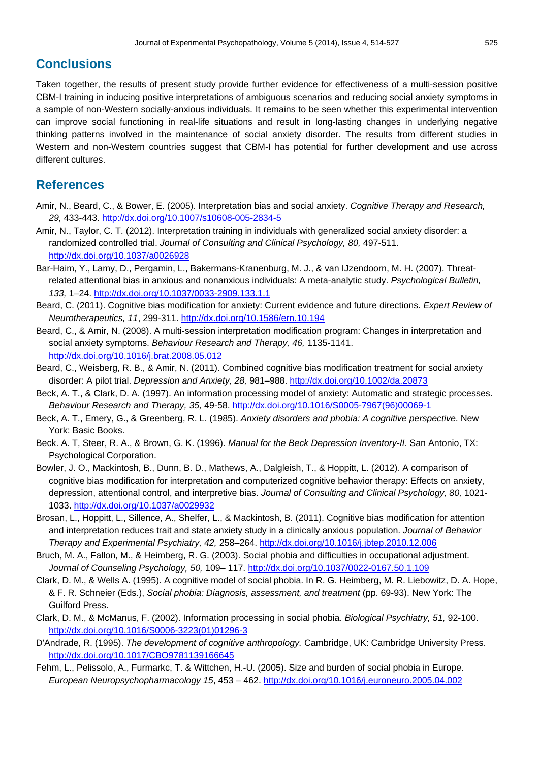## Conclusions

Taken together, the results of present study provide further evidence for effectiveness of a multi-session positive CBM-I training in inducing positive interpretations of ambiguous scenarios and reducing social anxiety symptoms in a sample of non-Western socially-anxious individuals. It remains to be seen whether this experimental intervention can improve social functioning in real-life situations and result in long-lasting changes in underlying negative thinking patterns involved in the maintenance of social anxiety disorder. The results from different studies in Western and non-Western countries suggest that CBM-I has potential for further development and use across different cultures.

## References

Amir, N., Beard, C., & Bower, E. (2005). Interpretation bias and social anxiety. *Cognitive Therapy and Research, 29,* 433-443. http://dx.doi.org/10.1007/s10608-005-2834-5

Amir, N., Taylor, C. T. (2012). Interpretation training in individuals with generalized social anxiety disorder: a randomized controlled trial. *Journal of Consulting and Clinical Psychology, 80,* 497-511. http://dx.doi.org/10.1037/a0026928

Bar-Haim, Y., Lamy, D., Pergamin, L., Bakermans-Kranenburg, M. J., & van IJzendoorn, M. H. (2007). Threat-related attentional bias in anxious and nonanxious individuals: A meta-analytic study. *Psychological Bulletin, 133,* 1–24. http://dx.doi.org/10.1037/0033-2909.133.1.1

Beard, C. (2011). Cognitive bias modification for anxiety: Current evidence and future directions. *Expert Review of Neurotherapeutics, 11*, 299-311. http://dx.doi.org/10.1586/ern.10.194

Beard, C., & Amir, N. (2008). A multi-session interpretation modification program: Changes in interpretation and social anxiety symptoms. *Behaviour Research and Therapy, 46,* 1135-1141. http://dx.doi.org/10.1016/j.brat.2008.05.012

Beard, C., Weisberg, R. B., & Amir, N. (2011). Combined cognitive bias modification treatment for social anxiety disorder: A pilot trial. *Depression and Anxiety, 28,* 981–988. http://dx.doi.org/10.1002/da.20873

Beck, A. T., & Clark, D. A. (1997). An information processing model of anxiety: Automatic and strategic processes. *Behaviour Research and Therapy, 35,* 49-58. http://dx.doi.org/10.1016/S0005-7967(96)00069-1

Beck, A. T., Emery, G., & Greenberg, R. L. (1985). *Anxiety disorders and phobia: A cognitive perspective*. New York: Basic Books.

Beck. A. T, Steer, R. A., & Brown, G. K. (1996). *Manual for the Beck Depression Inventory-II*. San Antonio, TX: Psychological Corporation.

Bowler, J. O., Mackintosh, B., Dunn, B. D., Mathews, A., Dalgleish, T., & Hoppitt, L. (2012). A comparison of cognitive bias modification for interpretation and computerized cognitive behavior therapy: Effects on anxiety, depression, attentional control, and interpretive bias. *Journal of Consulting and Clinical Psychology, 80,* 1021-1033. http://dx.doi.org/10.1037/a0029932

Brosan, L., Hoppitt, L., Sillence, A., Shelfer, L., & Mackintosh, B. (2011). Cognitive bias modification for attention and interpretation reduces trait and state anxiety study in a clinically anxious population. *Journal of Behavior Therapy and Experimental Psychiatry, 42,* 258–264. http://dx.doi.org/10.1016/j.jbtep.2010.12.006

Bruch, M. A., Fallon, M., & Heimberg, R. G. (2003). Social phobia and difficulties in occupational adjustment. *Journal of Counseling Psychology, 50,* 109– 117. http://dx.doi.org/10.1037/0022-0167.50.1.109

Clark, D. M., & Wells A. (1995). A cognitive model of social phobia. In R. G. Heimberg, M. R. Liebowitz, D. A. Hope, & F. R. Schneier (Eds.), *Social phobia: Diagnosis, assessment, and treatment* (pp. 69-93). New York: The Guilford Press.

Clark, D. M., & McManus, F. (2002). Information processing in social phobia. *Biological Psychiatry, 51,* 92-100. http://dx.doi.org/10.1016/S0006-3223(01)01296-3

D'Andrade, R. (1995). *The development of cognitive anthropology.* Cambridge, UK: Cambridge University Press. http://dx.doi.org/10.1017/CBO9781139166645

Fehm, L., Pelissolo, A., Furmarkc, T. & Wittchen, H.-U. (2005). Size and burden of social phobia in Europe. *European Neuropsychopharmacology 15*, 453 – 462. http://dx.doi.org/10.1016/j.euroneuro.2005.04.002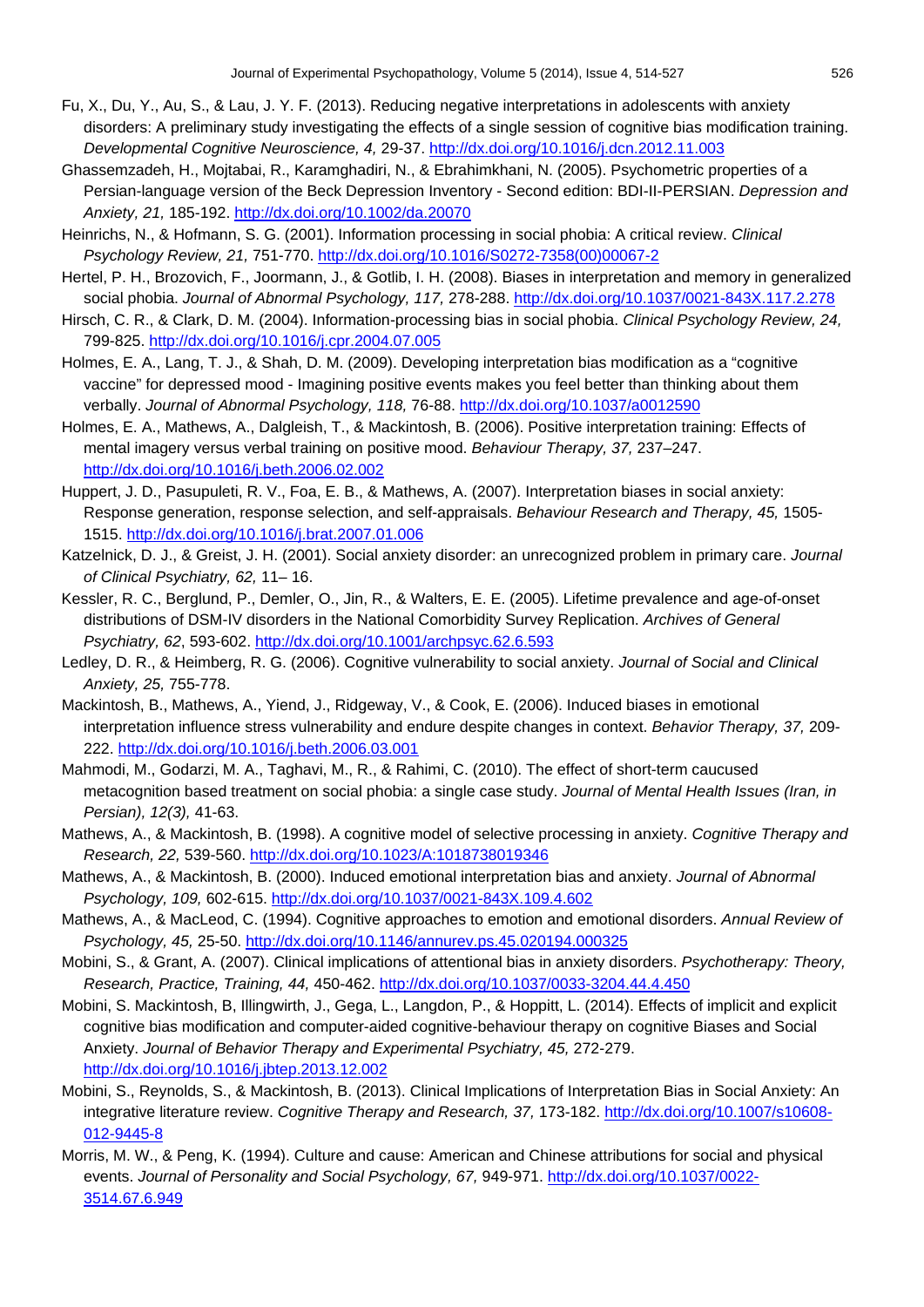Fu, X., Du, Y., Au, S., & Lau, J. Y. F. (2013). Reducing negative interpretations in adolescents with anxiety disorders: A preliminary study investigating the effects of a single session of cognitive bias modification training. *Developmental Cognitive Neuroscience, 4,* 29-37. http://dx.doi.org/10.1016/j.dcn.2012.11.003

Ghassemzadeh, H., Mojtabai, R., Karamghadiri, N., & Ebrahimkhani, N. (2005). Psychometric properties of a Persian-language version of the Beck Depression Inventory - Second edition: BDI-II-PERSIAN. *Depression and Anxiety, 21,* 185-192. http://dx.doi.org/10.1002/da.20070

Heinrichs, N., & Hofmann, S. G. (2001). Information processing in social phobia: A critical review. *Clinical Psychology Review, 21,* 751-770. http://dx.doi.org/10.1016/S0272-7358(00)00067-2

Hertel, P. H., Brozovich, F., Joormann, J., & Gotlib, I. H. (2008). Biases in interpretation and memory in generalized social phobia. *Journal of Abnormal Psychology, 117,* 278-288. http://dx.doi.org/10.1037/0021-843X.117.2.278

Hirsch, C. R., & Clark, D. M. (2004). Information-processing bias in social phobia. *Clinical Psychology Review, 24,* 799-825. http://dx.doi.org/10.1016/j.cpr.2004.07.005

Holmes, E. A., Lang, T. J., & Shah, D. M. (2009). Developing interpretation bias modification as a "cognitive vaccine" for depressed mood - Imagining positive events makes you feel better than thinking about them verbally. *Journal of Abnormal Psychology, 118,* 76-88. http://dx.doi.org/10.1037/a0012590

Holmes, E. A., Mathews, A., Dalgleish, T., & Mackintosh, B. (2006). Positive interpretation training: Effects of mental imagery versus verbal training on positive mood. *Behaviour Therapy, 37,* 237–247. http://dx.doi.org/10.1016/j.beth.2006.02.002

Huppert, J. D., Pasupuleti, R. V., Foa, E. B., & Mathews, A. (2007). Interpretation biases in social anxiety: Response generation, response selection, and self-appraisals. *Behaviour Research and Therapy, 45,* 1505-1515. http://dx.doi.org/10.1016/j.brat.2007.01.006

Katzelnick, D. J., & Greist, J. H. (2001). Social anxiety disorder: an unrecognized problem in primary care. *Journal of Clinical Psychiatry, 62,* 11– 16.

Kessler, R. C., Berglund, P., Demler, O., Jin, R., & Walters, E. E. (2005). Lifetime prevalence and age-of-onset distributions of DSM-IV disorders in the National Comorbidity Survey Replication. *Archives of General Psychiatry, 62*, 593-602. http://dx.doi.org/10.1001/archpsyc.62.6.593

Ledley, D. R., & Heimberg, R. G. (2006). Cognitive vulnerability to social anxiety. *Journal of Social and Clinical Anxiety, 25,* 755-778.

Mackintosh, B., Mathews, A., Yiend, J., Ridgeway, V., & Cook, E. (2006). Induced biases in emotional interpretation influence stress vulnerability and endure despite changes in context. *Behavior Therapy, 37,* 209-222. http://dx.doi.org/10.1016/j.beth.2006.03.001

Mahmodi, M., Godarzi, M. A., Taghavi, M., R., & Rahimi, C. (2010). The effect of short-term caucused metacognition based treatment on social phobia: a single case study. *Journal of Mental Health Issues (Iran, in Persian), 12(3),* 41-63.

Mathews, A., & Mackintosh, B. (1998). A cognitive model of selective processing in anxiety. *Cognitive Therapy and Research, 22,* 539-560. http://dx.doi.org/10.1023/A:1018738019346

Mathews, A., & Mackintosh, B. (2000). Induced emotional interpretation bias and anxiety. *Journal of Abnormal Psychology, 109,* 602-615. http://dx.doi.org/10.1037/0021-843X.109.4.602

Mathews, A., & MacLeod, C. (1994). Cognitive approaches to emotion and emotional disorders. *Annual Review of Psychology, 45,* 25-50. http://dx.doi.org/10.1146/annurev.ps.45.020194.000325

Mobini, S., & Grant, A. (2007). Clinical implications of attentional bias in anxiety disorders. *Psychotherapy: Theory, Research, Practice, Training, 44,* 450-462. http://dx.doi.org/10.1037/0033-3204.44.4.450

Mobini, S. Mackintosh, B, Illingwirth, J., Gega, L., Langdon, P., & Hoppitt, L. (2014). Effects of implicit and explicit cognitive bias modification and computer-aided cognitive-behaviour therapy on cognitive Biases and Social Anxiety. *Journal of Behavior Therapy and Experimental Psychiatry, 45,* 272-279. http://dx.doi.org/10.1016/j.jbtep.2013.12.002

Mobini, S., Reynolds, S., & Mackintosh, B. (2013). Clinical Implications of Interpretation Bias in Social Anxiety: An integrative literature review. *Cognitive Therapy and Research, 37,* 173-182. http://dx.doi.org/10.1007/s10608-012-9445-8

Morris, M. W., & Peng, K. (1994). Culture and cause: American and Chinese attributions for social and physical events. *Journal of Personality and Social Psychology, 67,* 949-971. http://dx.doi.org/10.1037/0022-3514.67.6.949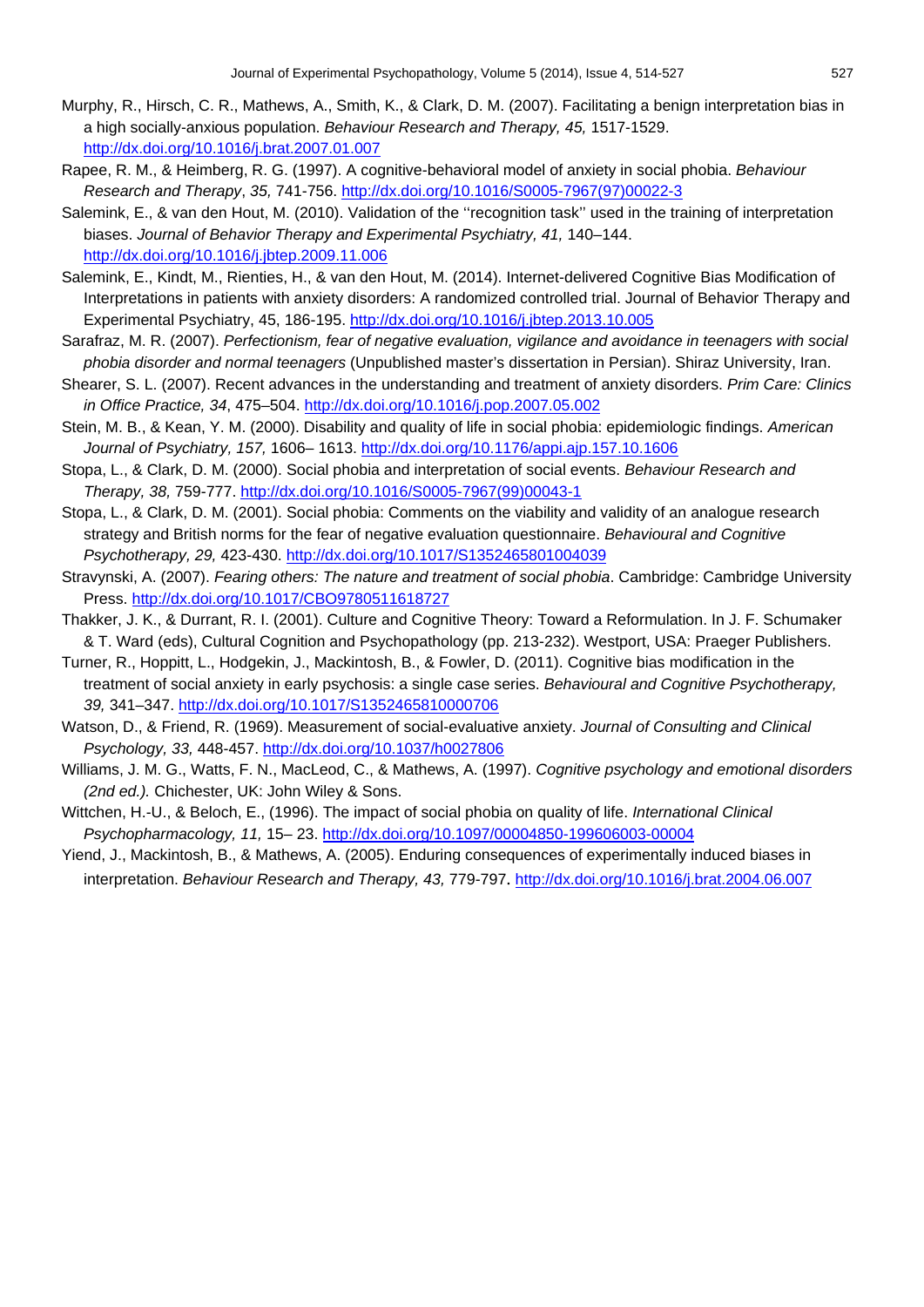Murphy, R., Hirsch, C. R., Mathews, A., Smith, K., & Clark, D. M. (2007). Facilitating a benign interpretation bias in a high socially-anxious population. *Behaviour Research and Therapy, 45,* 1517-1529. http://dx.doi.org/10.1016/j.brat.2007.01.007

Rapee, R. M., & Heimberg, R. G. (1997). A cognitive-behavioral model of anxiety in social phobia. *Behaviour Research and Therapy*, *35,* 741-756. http://dx.doi.org/10.1016/S0005-7967(97)00022-3

Salemink, E., & van den Hout, M. (2010). Validation of the ''recognition task'' used in the training of interpretation biases. *Journal of Behavior Therapy and Experimental Psychiatry, 41,* 140–144. http://dx.doi.org/10.1016/j.jbtep.2009.11.006

Salemink, E., Kindt, M., Rienties, H., & van den Hout, M. (2014). Internet-delivered Cognitive Bias Modification of Interpretations in patients with anxiety disorders: A randomized controlled trial. Journal of Behavior Therapy and Experimental Psychiatry, 45, 186-195. http://dx.doi.org/10.1016/j.jbtep.2013.10.005

Sarafraz, M. R. (2007). *Perfectionism, fear of negative evaluation, vigilance and avoidance in teenagers with social phobia disorder and normal teenagers* (Unpublished master's dissertation in Persian). Shiraz University, Iran.

Shearer, S. L. (2007). Recent advances in the understanding and treatment of anxiety disorders. *Prim Care: Clinics in Office Practice, 34*, 475–504. http://dx.doi.org/10.1016/j.pop.2007.05.002

Stein, M. B., & Kean, Y. M. (2000). Disability and quality of life in social phobia: epidemiologic findings. *American Journal of Psychiatry, 157,* 1606– 1613. http://dx.doi.org/10.1176/appi.ajp.157.10.1606

Stopa, L., & Clark, D. M. (2000). Social phobia and interpretation of social events. *Behaviour Research and Therapy, 38,* 759-777. http://dx.doi.org/10.1016/S0005-7967(99)00043-1

Stopa, L., & Clark, D. M. (2001). Social phobia: Comments on the viability and validity of an analogue research strategy and British norms for the fear of negative evaluation questionnaire. *Behavioural and Cognitive Psychotherapy, 29,* 423-430. http://dx.doi.org/10.1017/S1352465801004039

Stravynski, A. (2007). *Fearing others: The nature and treatment of social phobia*. Cambridge: Cambridge University Press. http://dx.doi.org/10.1017/CBO9780511618727

Thakker, J. K., & Durrant, R. I. (2001). Culture and Cognitive Theory: Toward a Reformulation. In J. F. Schumaker & T. Ward (eds), Cultural Cognition and Psychopathology (pp. 213-232). Westport, USA: Praeger Publishers.

Turner, R., Hoppitt, L., Hodgekin, J., Mackintosh, B., & Fowler, D. (2011). Cognitive bias modification in the treatment of social anxiety in early psychosis: a single case series. *Behavioural and Cognitive Psychotherapy, 39,* 341–347. http://dx.doi.org/10.1017/S1352465810000706

Watson, D., & Friend, R. (1969). Measurement of social-evaluative anxiety. *Journal of Consulting and Clinical Psychology, 33,* 448-457. http://dx.doi.org/10.1037/h0027806

Williams, J. M. G., Watts, F. N., MacLeod, C., & Mathews, A. (1997). *Cognitive psychology and emotional disorders (2nd ed.).* Chichester, UK: John Wiley & Sons.

Wittchen, H.-U., & Beloch, E., (1996). The impact of social phobia on quality of life. *International Clinical Psychopharmacology, 11,* 15– 23. http://dx.doi.org/10.1097/00004850-199606003-00004

Yiend, J., Mackintosh, B., & Mathews, A. (2005). Enduring consequences of experimentally induced biases in interpretation. *Behaviour Research and Therapy, 43,* 779-797. http://dx.doi.org/10.1016/j.brat.2004.06.007